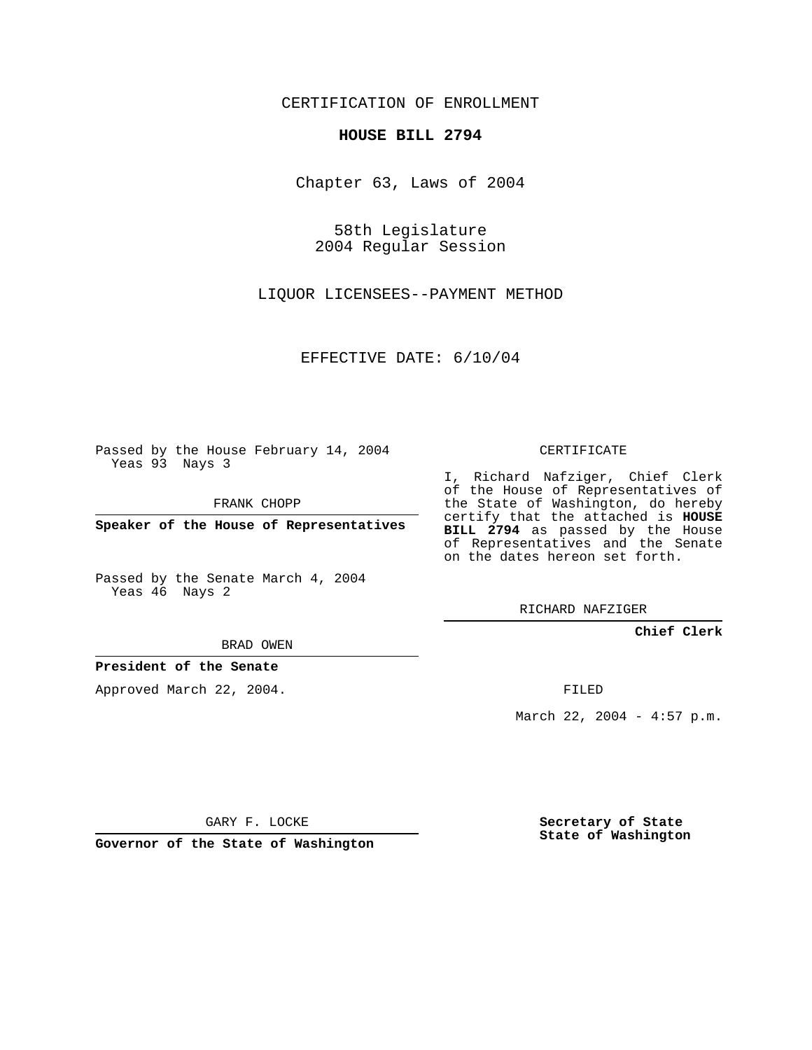CERTIFICATION OF ENROLLMENT

**HOUSE BILL 2794**

Chapter 63, Laws of 2004

58th Legislature
2004 Regular Session

LIQUOR LICENSEES--PAYMENT METHOD

EFFECTIVE DATE: 6/10/04

Passed by the House February 14, 2004
Yeas 93 Nays 3

FRANK CHOPP

**Speaker of the House of Representatives**

Passed by the Senate March 4, 2004
Yeas 46 Nays 2

BRAD OWEN

**President of the Senate**

Approved March 22, 2004.

GARY F. LOCKE

**Governor of the State of Washington**

CERTIFICATE

I, Richard Nafziger, Chief Clerk of the House of Representatives of the State of Washington, do hereby certify that the attached is **HOUSE BILL 2794** as passed by the House of Representatives and the Senate on the dates hereon set forth.

RICHARD NAFZIGER

**Chief Clerk**

FILED

March 22, 2004 - 4:57 p.m.

**Secretary of State**
**State of Washington**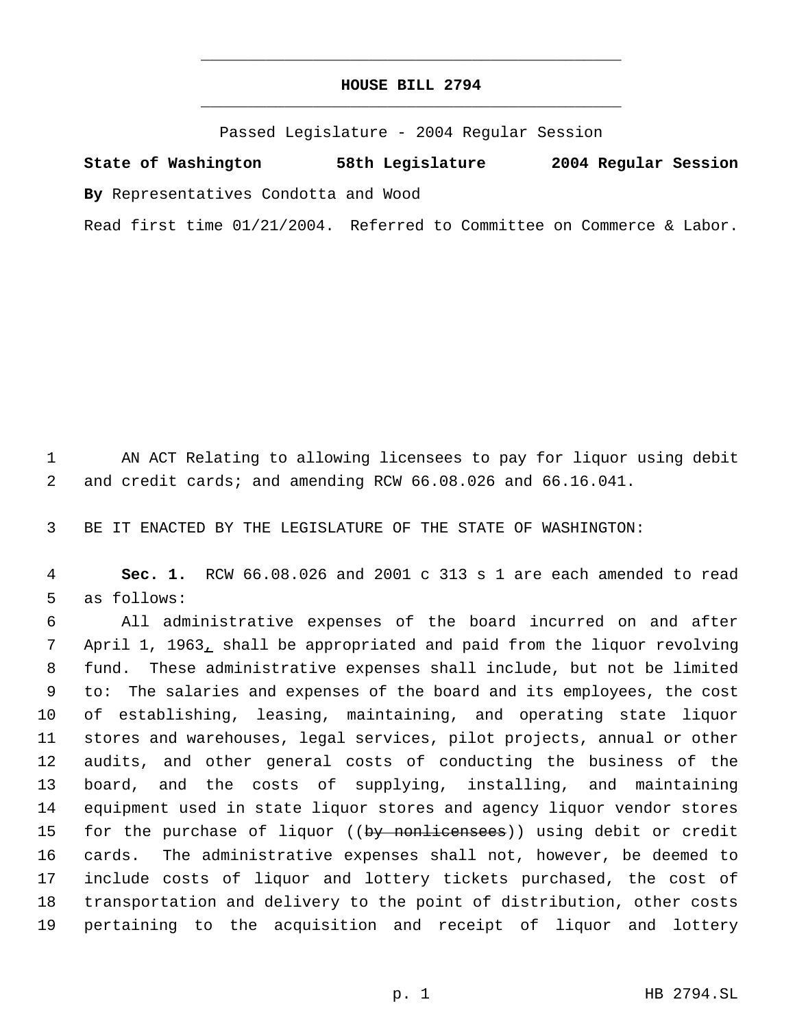# HOUSE BILL 2794

Passed Legislature - 2004 Regular Session

**State of Washington 58th Legislature 2004 Regular Session**

**By** Representatives Condotta and Wood

Read first time 01/21/2004. Referred to Committee on Commerce & Labor.

1 AN ACT Relating to allowing licensees to pay for liquor using debit
2 and credit cards; and amending RCW 66.08.026 and 66.16.041.

3 BE IT ENACTED BY THE LEGISLATURE OF THE STATE OF WASHINGTON:

4 **Sec. 1.** RCW 66.08.026 and 2001 c 313 s 1 are each amended to read
5 as follows:

6 All administrative expenses of the board incurred on and after
7 April 1, 1963, shall be appropriated and paid from the liquor revolving
8 fund. These administrative expenses shall include, but not be limited
9 to: The salaries and expenses of the board and its employees, the cost
10 of establishing, leasing, maintaining, and operating state liquor
11 stores and warehouses, legal services, pilot projects, annual or other
12 audits, and other general costs of conducting the business of the
13 board, and the costs of supplying, installing, and maintaining
14 equipment used in state liquor stores and agency liquor vendor stores
15 for the purchase of liquor ((~~by nonlicensees~~)) using debit or credit
16 cards. The administrative expenses shall not, however, be deemed to
17 include costs of liquor and lottery tickets purchased, the cost of
18 transportation and delivery to the point of distribution, other costs
19 pertaining to the acquisition and receipt of liquor and lottery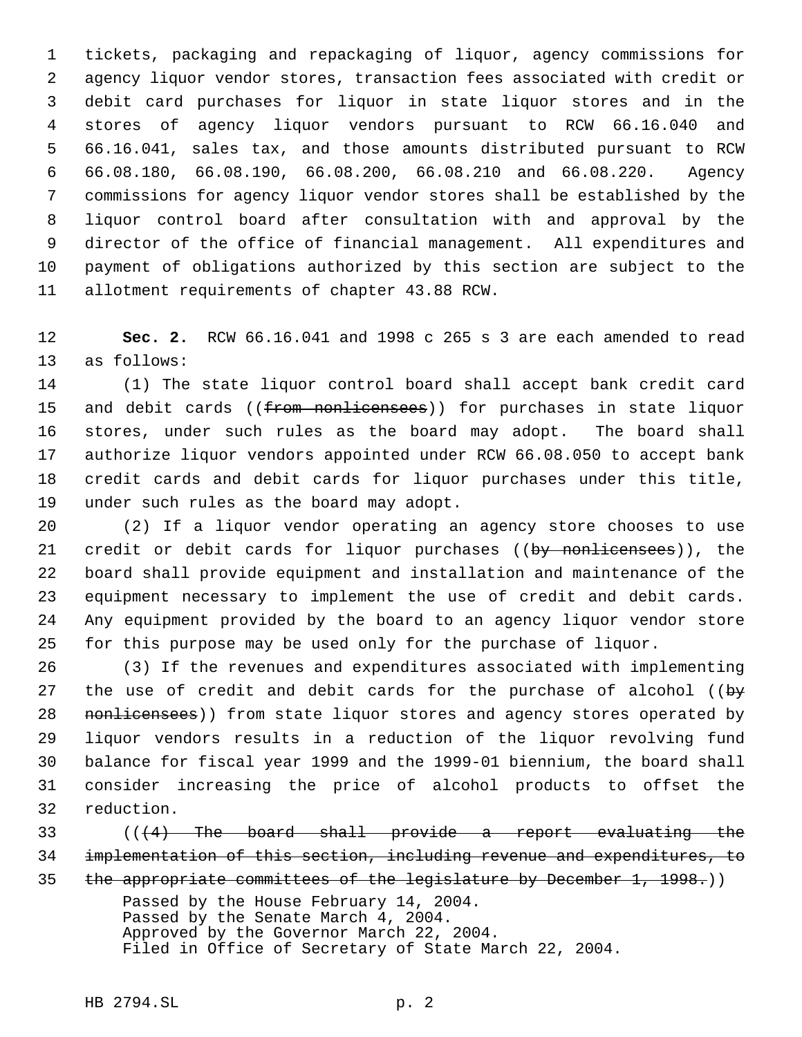tickets, packaging and repackaging of liquor, agency commissions for agency liquor vendor stores, transaction fees associated with credit or debit card purchases for liquor in state liquor stores and in the stores of agency liquor vendors pursuant to RCW 66.16.040 and 66.16.041, sales tax, and those amounts distributed pursuant to RCW 66.08.180, 66.08.190, 66.08.200, 66.08.210 and 66.08.220. Agency commissions for agency liquor vendor stores shall be established by the liquor control board after consultation with and approval by the director of the office of financial management. All expenditures and payment of obligations authorized by this section are subject to the allotment requirements of chapter 43.88 RCW.

**Sec. 2.** RCW 66.16.041 and 1998 c 265 s 3 are each amended to read as follows:

(1) The state liquor control board shall accept bank credit card and debit cards ((~~from nonlicensees~~)) for purchases in state liquor stores, under such rules as the board may adopt. The board shall authorize liquor vendors appointed under RCW 66.08.050 to accept bank credit cards and debit cards for liquor purchases under this title, under such rules as the board may adopt.

(2) If a liquor vendor operating an agency store chooses to use credit or debit cards for liquor purchases ((~~by nonlicensees~~)), the board shall provide equipment and installation and maintenance of the equipment necessary to implement the use of credit and debit cards. Any equipment provided by the board to an agency liquor vendor store for this purpose may be used only for the purchase of liquor.

(3) If the revenues and expenditures associated with implementing the use of credit and debit cards for the purchase of alcohol ((~~by nonlicensees~~)) from state liquor stores and agency stores operated by liquor vendors results in a reduction of the liquor revolving fund balance for fiscal year 1999 and the 1999-01 biennium, the board shall consider increasing the price of alcohol products to offset the reduction.

((~~(4) The board shall provide a report evaluating the implementation of this section, including revenue and expenditures, to the appropriate committees of the legislature by December 1, 1998.~~))

Passed by the House February 14, 2004.
Passed by the Senate March 4, 2004.
Approved by the Governor March 22, 2004.
Filed in Office of Secretary of State March 22, 2004.